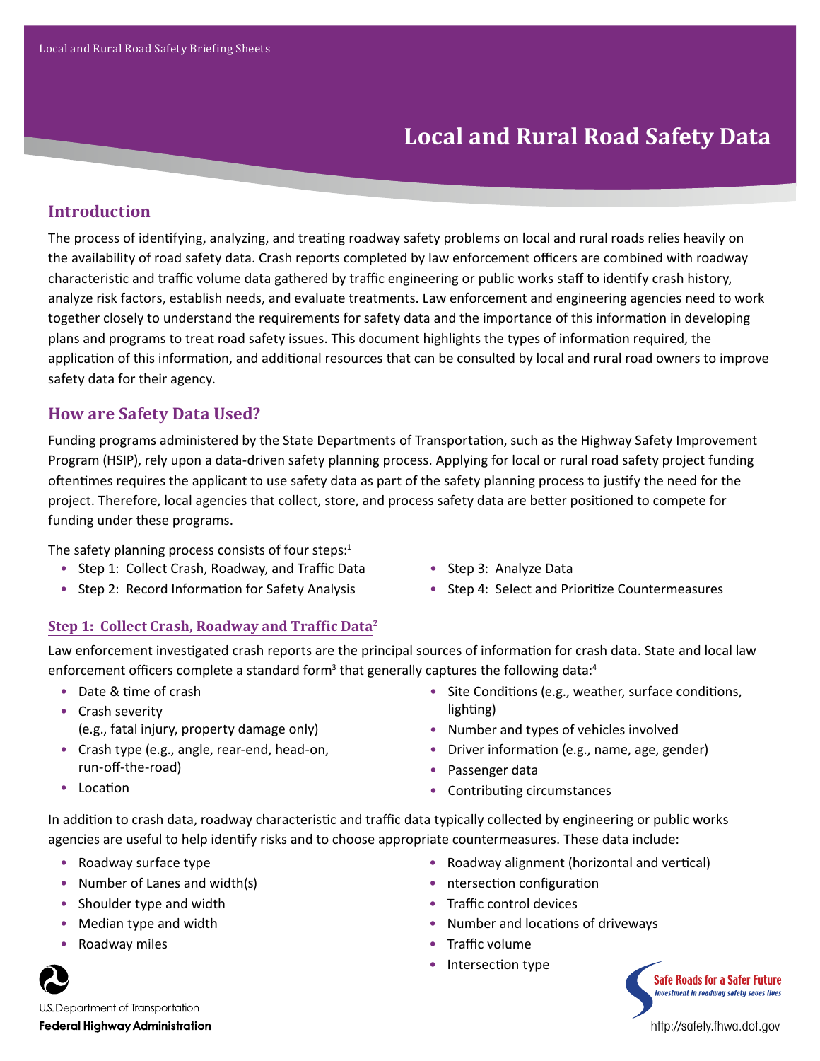# Local and Rural Road Safety Data

## Introduction

The process of identifying, analyzing, and treating roadway safety problems on local and rural roads relies heavily on the availability of road safety data. Crash reports completed by law enforcement officers are combined with roadway characteristic and traffic volume data gathered by traffic engineering or public works staff to identify crash history, analyze risk factors, establish needs, and evaluate treatments. Law enforcement and engineering agencies need to work together closely to understand the requirements for safety data and the importance of this information in developing plans and programs to treat road safety issues. This document highlights the types of information required, the application of this information, and additional resources that can be consulted by local and rural road owners to improve safety data for their agency.

## How are Safety Data Used?

Funding programs administered by the State Departments of Transportation, such as the Highway Safety Improvement Program (HSIP), rely upon a data-driven safety planning process. Applying for local or rural road safety project funding oftentimes requires the applicant to use safety data as part of the safety planning process to justify the need for the project. Therefore, local agencies that collect, store, and process safety data are better positioned to compete for funding under these programs.

The safety planning process consists of four steps:[1]

- Step 1: Collect Crash, Roadway, and Traffic Data
- Step 2: Record Information for Safety Analysis
- Step 3: Analyze Data
- Step 4: Select and Prioritize Countermeasures

### Step 1: Collect Crash, Roadway and Traffic Data[2]

Law enforcement investigated crash reports are the principal sources of information for crash data. State and local law enforcement officers complete a standard form[3] that generally captures the following data:[4]

- Date & time of crash
- Crash severity (e.g., fatal injury, property damage only)
- Crash type (e.g., angle, rear-end, head-on, run-off-the-road)
- Location
- Site Conditions (e.g., weather, surface conditions, lighting)
- Number and types of vehicles involved
- Driver information (e.g., name, age, gender)
- Passenger data
- Contributing circumstances

In addition to crash data, roadway characteristic and traffic data typically collected by engineering or public works agencies are useful to help identify risks and to choose appropriate countermeasures. These data include:

- Roadway surface type
- Number of Lanes and width(s)
- Shoulder type and width
- Median type and width
- Roadway miles
- Roadway alignment (horizontal and vertical)
- ntersection configuration
- Traffic control devices
- Number and locations of driveways
- Traffic volume
- Intersection type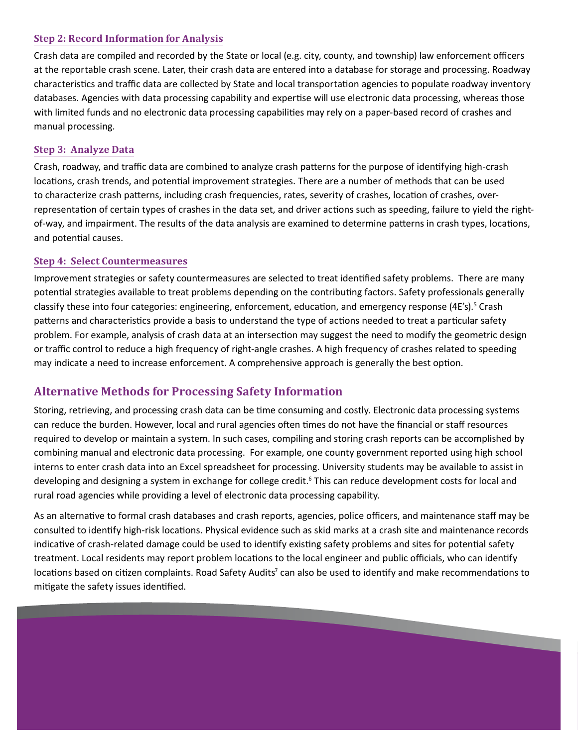### Step 2: Record Information for Analysis

Crash data are compiled and recorded by the State or local (e.g. city, county, and township) law enforcement officers at the reportable crash scene. Later, their crash data are entered into a database for storage and processing. Roadway characteristics and traffic data are collected by State and local transportation agencies to populate roadway inventory databases. Agencies with data processing capability and expertise will use electronic data processing, whereas those with limited funds and no electronic data processing capabilities may rely on a paper-based record of crashes and manual processing.

### Step 3: Analyze Data

Crash, roadway, and traffic data are combined to analyze crash patterns for the purpose of identifying high-crash locations, crash trends, and potential improvement strategies. There are a number of methods that can be used to characterize crash patterns, including crash frequencies, rates, severity of crashes, location of crashes, over-representation of certain types of crashes in the data set, and driver actions such as speeding, failure to yield the right-of-way, and impairment. The results of the data analysis are examined to determine patterns in crash types, locations, and potential causes.

### Step 4: Select Countermeasures

Improvement strategies or safety countermeasures are selected to treat identified safety problems. There are many potential strategies available to treat problems depending on the contributing factors. Safety professionals generally classify these into four categories: engineering, enforcement, education, and emergency response (4E's).[5] Crash patterns and characteristics provide a basis to understand the type of actions needed to treat a particular safety problem. For example, analysis of crash data at an intersection may suggest the need to modify the geometric design or traffic control to reduce a high frequency of right-angle crashes. A high frequency of crashes related to speeding may indicate a need to increase enforcement. A comprehensive approach is generally the best option.

## Alternative Methods for Processing Safety Information

Storing, retrieving, and processing crash data can be time consuming and costly. Electronic data processing systems can reduce the burden. However, local and rural agencies often times do not have the financial or staff resources required to develop or maintain a system. In such cases, compiling and storing crash reports can be accomplished by combining manual and electronic data processing. For example, one county government reported using high school interns to enter crash data into an Excel spreadsheet for processing. University students may be available to assist in developing and designing a system in exchange for college credit.[6] This can reduce development costs for local and rural road agencies while providing a level of electronic data processing capability.

As an alternative to formal crash databases and crash reports, agencies, police officers, and maintenance staff may be consulted to identify high-risk locations. Physical evidence such as skid marks at a crash site and maintenance records indicative of crash-related damage could be used to identify existing safety problems and sites for potential safety treatment. Local residents may report problem locations to the local engineer and public officials, who can identify locations based on citizen complaints. Road Safety Audits[7] can also be used to identify and make recommendations to mitigate the safety issues identified.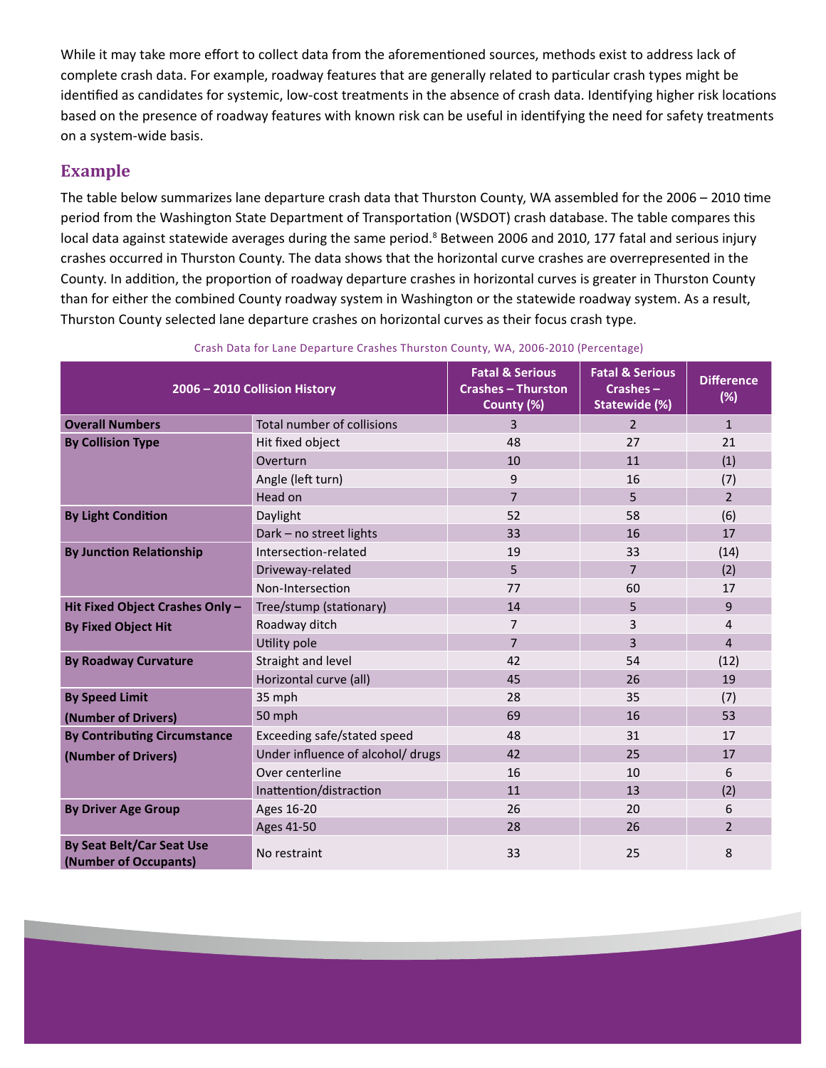While it may take more effort to collect data from the aforementioned sources, methods exist to address lack of complete crash data. For example, roadway features that are generally related to particular crash types might be identified as candidates for systemic, low-cost treatments in the absence of crash data. Identifying higher risk locations based on the presence of roadway features with known risk can be useful in identifying the need for safety treatments on a system-wide basis.

## Example

The table below summarizes lane departure crash data that Thurston County, WA assembled for the 2006 – 2010 time period from the Washington State Department of Transportation (WSDOT) crash database. The table compares this local data against statewide averages during the same period.[8] Between 2006 and 2010, 177 fatal and serious injury crashes occurred in Thurston County. The data shows that the horizontal curve crashes are overrepresented in the County. In addition, the proportion of roadway departure crashes in horizontal curves is greater in Thurston County than for either the combined County roadway system in Washington or the statewide roadway system. As a result, Thurston County selected lane departure crashes on horizontal curves as their focus crash type.

Crash Data for Lane Departure Crashes Thurston County, WA, 2006-2010 (Percentage)

| 2006 – 2010 Collision History | | Fatal & Serious Crashes – Thurston County (%) | Fatal & Serious Crashes – Statewide (%) | Difference (%) |
|---|---|---|---|---|
| **Overall Numbers** | Total number of collisions | 3 | 2 | 1 |
| **By Collision Type** | Hit fixed object | 48 | 27 | 21 |
| | Overturn | 10 | 11 | (1) |
| | Angle (left turn) | 9 | 16 | (7) |
| | Head on | 7 | 5 | 2 |
| **By Light Condition** | Daylight | 52 | 58 | (6) |
| | Dark – no street lights | 33 | 16 | 17 |
| **By Junction Relationship** | Intersection-related | 19 | 33 | (14) |
| | Driveway-related | 5 | 7 | (2) |
| | Non-Intersection | 77 | 60 | 17 |
| **Hit Fixed Object Crashes Only – By Fixed Object Hit** | Tree/stump (stationary) | 14 | 5 | 9 |
| | Roadway ditch | 7 | 3 | 4 |
| | Utility pole | 7 | 3 | 4 |
| **By Roadway Curvature** | Straight and level | 42 | 54 | (12) |
| | Horizontal curve (all) | 45 | 26 | 19 |
| **By Speed Limit (Number of Drivers)** | 35 mph | 28 | 35 | (7) |
| | 50 mph | 69 | 16 | 53 |
| **By Contributing Circumstance (Number of Drivers)** | Exceeding safe/stated speed | 48 | 31 | 17 |
| | Under influence of alcohol/ drugs | 42 | 25 | 17 |
| | Over centerline | 16 | 10 | 6 |
| | Inattention/distraction | 11 | 13 | (2) |
| **By Driver Age Group** | Ages 16-20 | 26 | 20 | 6 |
| | Ages 41-50 | 28 | 26 | 2 |
| **By Seat Belt/Car Seat Use (Number of Occupants)** | No restraint | 33 | 25 | 8 |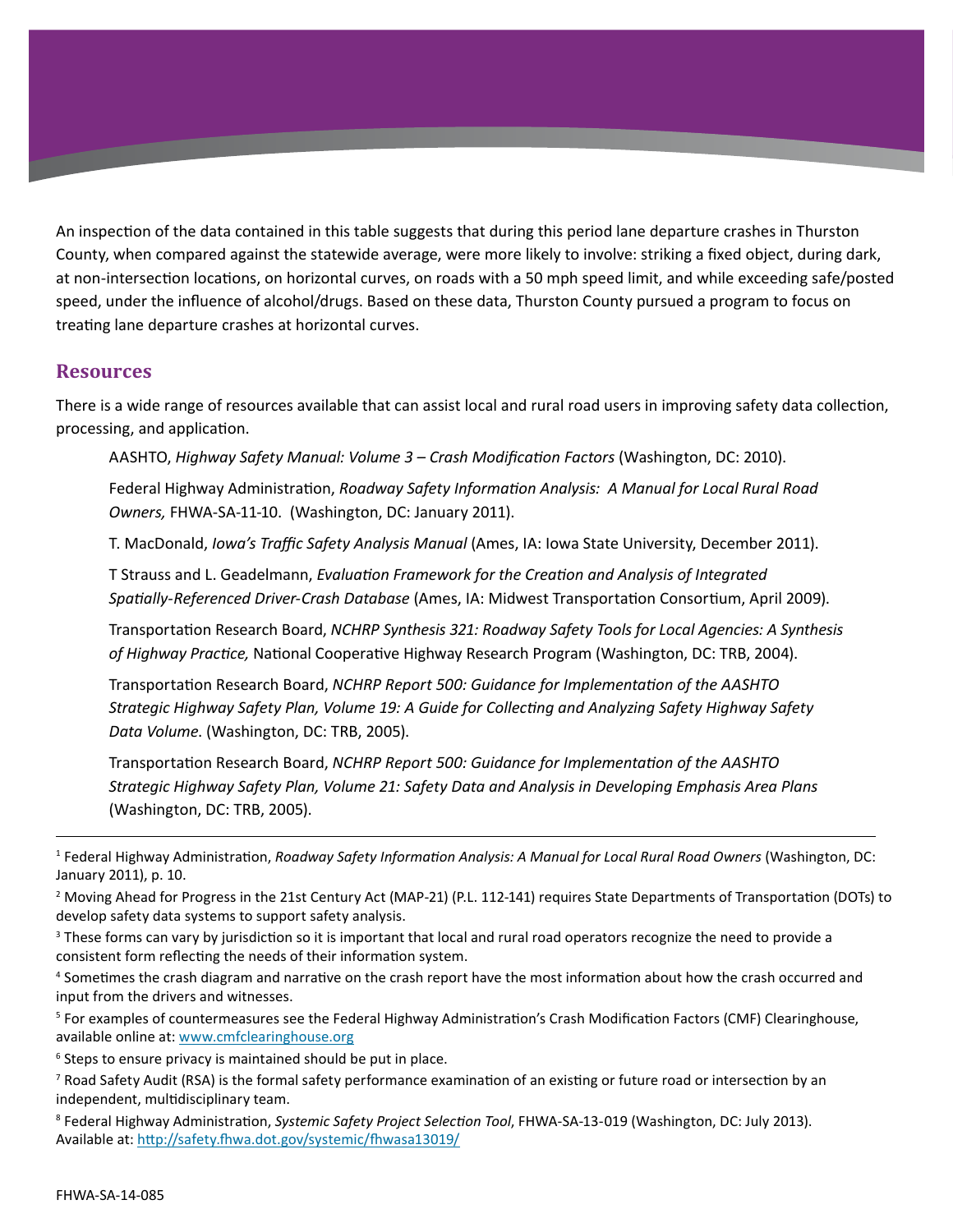An inspection of the data contained in this table suggests that during this period lane departure crashes in Thurston County, when compared against the statewide average, were more likely to involve: striking a fixed object, during dark, at non-intersection locations, on horizontal curves, on roads with a 50 mph speed limit, and while exceeding safe/posted speed, under the influence of alcohol/drugs. Based on these data, Thurston County pursued a program to focus on treating lane departure crashes at horizontal curves.

## Resources

There is a wide range of resources available that can assist local and rural road users in improving safety data collection, processing, and application.

AASHTO, *Highway Safety Manual: Volume 3 – Crash Modification Factors* (Washington, DC: 2010).

Federal Highway Administration, *Roadway Safety Information Analysis: A Manual for Local Rural Road Owners,* FHWA-SA-11-10. (Washington, DC: January 2011).

T. MacDonald, *Iowa's Traffic Safety Analysis Manual* (Ames, IA: Iowa State University, December 2011).

T Strauss and L. Geadelmann, *Evaluation Framework for the Creation and Analysis of Integrated Spatially-Referenced Driver-Crash Database* (Ames, IA: Midwest Transportation Consortium, April 2009).

Transportation Research Board, *NCHRP Synthesis 321: Roadway Safety Tools for Local Agencies: A Synthesis of Highway Practice,* National Cooperative Highway Research Program (Washington, DC: TRB, 2004).

Transportation Research Board, *NCHRP Report 500: Guidance for Implementation of the AASHTO Strategic Highway Safety Plan, Volume 19: A Guide for Collecting and Analyzing Safety Highway Safety Data Volume*. (Washington, DC: TRB, 2005).

Transportation Research Board, *NCHRP Report 500: Guidance for Implementation of the AASHTO Strategic Highway Safety Plan, Volume 21: Safety Data and Analysis in Developing Emphasis Area Plans* (Washington, DC: TRB, 2005).

---

[1] Federal Highway Administration, *Roadway Safety Information Analysis: A Manual for Local Rural Road Owners* (Washington, DC: January 2011), p. 10.

[2] Moving Ahead for Progress in the 21st Century Act (MAP-21) (P.L. 112-141) requires State Departments of Transportation (DOTs) to develop safety data systems to support safety analysis.

[3] These forms can vary by jurisdiction so it is important that local and rural road operators recognize the need to provide a consistent form reflecting the needs of their information system.

[4] Sometimes the crash diagram and narrative on the crash report have the most information about how the crash occurred and input from the drivers and witnesses.

[5] For examples of countermeasures see the Federal Highway Administration's Crash Modification Factors (CMF) Clearinghouse, available online at: [www.cmfclearinghouse.org](http://www.cmfclearinghouse.org)

[6] Steps to ensure privacy is maintained should be put in place.

[7] Road Safety Audit (RSA) is the formal safety performance examination of an existing or future road or intersection by an independent, multidisciplinary team.

[8] Federal Highway Administration, *Systemic Safety Project Selection Tool*, FHWA-SA-13-019 (Washington, DC: July 2013). Available at: [http://safety.fhwa.dot.gov/systemic/fhwasa13019/](http://safety.fhwa.dot.gov/systemic/fhwasa13019/)

FHWA-SA-14-085